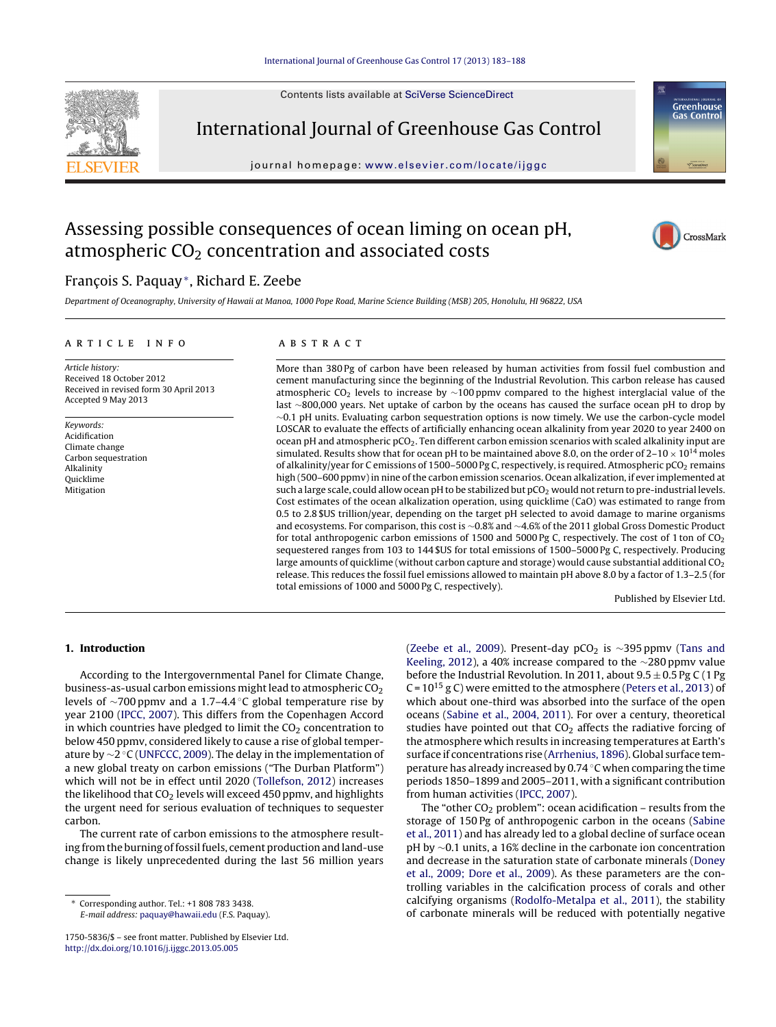# Assessing possible consequences of ocean liming on ocean pH, atmospheric $CO_2$ concentration and associated costs

François S. Paquay*, Richard E. Zeebe

*Department of Oceanography, University of Hawaii at Manoa, 1000 Pope Road, Marine Science Building (MSB) 205, Honolulu, HI 96822, USA*

## ARTICLE INFO

*Article history:*
Received 18 October 2012
Received in revised form 30 April 2013
Accepted 9 May 2013

*Keywords:*
Acidification
Climate change
Carbon sequestration
Alkalinity
Quicklime
Mitigation

## ABSTRACT

More than 380 Pg of carbon have been released by human activities from fossil fuel combustion and cement manufacturing since the beginning of the Industrial Revolution. This carbon release has caused atmospheric $CO_2$ levels to increase by ~100 ppmv compared to the highest interglacial value of the last ~800,000 years. Net uptake of carbon by the oceans has caused the surface ocean pH to drop by ~0.1 pH units. Evaluating carbon sequestration options is now timely. We use the carbon-cycle model LOSCAR to evaluate the effects of artificially enhancing ocean alkalinity from year 2020 to year 2400 on ocean pH and atmospheric $pCO_2$. Ten different carbon emission scenarios with scaled alkalinity input are simulated. Results show that for ocean pH to be maintained above 8.0, on the order of $2–10 \times 10^{14}$ moles of alkalinity/year for C emissions of 1500–5000 Pg C, respectively, is required. Atmospheric $pCO_2$ remains high (500–600 ppmv) in nine of the carbon emission scenarios. Ocean alkalization, if ever implemented at such a large scale, could allow ocean pH to be stabilized but $pCO_2$ would not return to pre-industrial levels. Cost estimates of the ocean alkalization operation, using quicklime (CaO) was estimated to range from 0.5 to 2.8 $US trillion/year, depending on the target pH selected to avoid damage to marine organisms and ecosystems. For comparison, this cost is ~0.8% and ~4.6% of the 2011 global Gross Domestic Product for total anthropogenic carbon emissions of 1500 and 5000 Pg C, respectively. The cost of 1 ton of $CO_2$ sequestered ranges from 103 to 144 $US for total emissions of 1500–5000 Pg C, respectively. Producing large amounts of quicklime (without carbon capture and storage) would cause substantial additional $CO_2$ release. This reduces the fossil fuel emissions allowed to maintain pH above 8.0 by a factor of 1.3–2.5 (for total emissions of 1000 and 5000 Pg C, respectively).

Published by Elsevier Ltd.

## 1. Introduction

According to the Intergovernmental Panel for Climate Change, business-as-usual carbon emissions might lead to atmospheric $CO_2$ levels of ~700 ppmv and a 1.7–4.4 °C global temperature rise by year 2100 (IPCC, 2007). This differs from the Copenhagen Accord in which countries have pledged to limit the $CO_2$ concentration to below 450 ppmv, considered likely to cause a rise of global temperature by ~2 °C (UNFCCC, 2009). The delay in the implementation of a new global treaty on carbon emissions ("The Durban Platform") which will not be in effect until 2020 (Tollefson, 2012) increases the likelihood that $CO_2$ levels will exceed 450 ppmv, and highlights the urgent need for serious evaluation of techniques to sequester carbon.

The current rate of carbon emissions to the atmosphere resulting from the burning of fossil fuels, cement production and land-use change is likely unprecedented during the last 56 million years (Zeebe et al., 2009). Present-day $pCO_2$ is ~395 ppmv (Tans and Keeling, 2012), a 40% increase compared to the ~280 ppmv value before the Industrial Revolution. In 2011, about $9.5 \pm 0.5$ Pg C (1 Pg C = $10^{15}$ g C) were emitted to the atmosphere (Peters et al., 2013) of which about one-third was absorbed into the surface of the open oceans (Sabine et al., 2004, 2011). For over a century, theoretical studies have pointed out that $CO_2$ affects the radiative forcing of the atmosphere which results in increasing temperatures at Earth's surface if concentrations rise (Arrhenius, 1896). Global surface temperature has already increased by 0.74 °C when comparing the time periods 1850–1899 and 2005–2011, with a significant contribution from human activities (IPCC, 2007).

The "other $CO_2$ problem": ocean acidification – results from the storage of 150 Pg of anthropogenic carbon in the oceans (Sabine et al., 2011) and has already led to a global decline of surface ocean pH by ~0.1 units, a 16% decline in the carbonate ion concentration and decrease in the saturation state of carbonate minerals (Doney et al., 2009; Dore et al., 2009). As these parameters are the controlling variables in the calcification process of corals and other calcifying organisms (Rodolfo-Metalpa et al., 2011), the stability of carbonate minerals will be reduced with potentially negative

\* Corresponding author. Tel.: +1 808 783 3438.
*E-mail address:* paquay@hawaii.edu (F.S. Paquay).

1750-5836/$ – see front matter. Published by Elsevier Ltd.
http://dx.doi.org/10.1016/j.ijggc.2013.05.005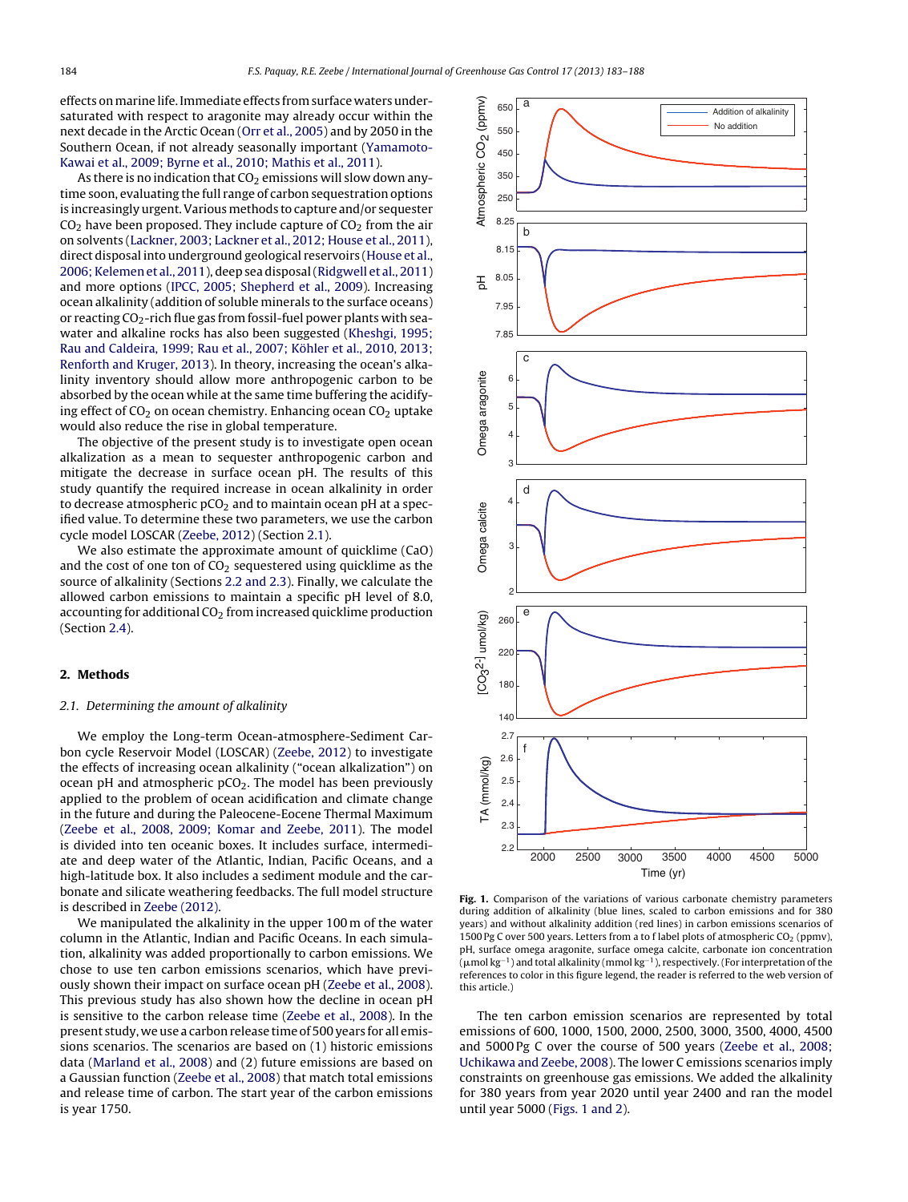effects on marine life. Immediate effects from surface waters undersaturated with respect to aragonite may already occur within the next decade in the Arctic Ocean (Orr et al., 2005) and by 2050 in the Southern Ocean, if not already seasonally important (Yamamoto-Kawai et al., 2009; Byrne et al., 2010; Mathis et al., 2011).

As there is no indication that $CO_2$ emissions will slow down anytime soon, evaluating the full range of carbon sequestration options is increasingly urgent. Various methods to capture and/or sequester $CO_2$ have been proposed. They include capture of $CO_2$ from the air on solvents (Lackner, 2003; Lackner et al., 2012; House et al., 2011), direct disposal into underground geological reservoirs (House et al., 2006; Kelemen et al., 2011), deep sea disposal (Ridgwell et al., 2011) and more options (IPCC, 2005; Shepherd et al., 2009). Increasing ocean alkalinity (addition of soluble minerals to the surface oceans) or reacting $CO_2$-rich flue gas from fossil-fuel power plants with seawater and alkaline rocks has also been suggested (Kheshgi, 1995; Rau and Caldeira, 1999; Rau et al., 2007; Köhler et al., 2010, 2013; Renforth and Kruger, 2013). In theory, increasing the ocean's alkalinity inventory should allow more anthropogenic carbon to be absorbed by the ocean while at the same time buffering the acidifying effect of $CO_2$ on ocean chemistry. Enhancing ocean $CO_2$ uptake would also reduce the rise in global temperature.

The objective of the present study is to investigate open ocean alkalization as a mean to sequester anthropogenic carbon and mitigate the decrease in surface ocean pH. The results of this study quantify the required increase in ocean alkalinity in order to decrease atmospheric $pCO_2$ and to maintain ocean pH at a specified value. To determine these two parameters, we use the carbon cycle model LOSCAR (Zeebe, 2012) (Section 2.1).

We also estimate the approximate amount of quicklime (CaO) and the cost of one ton of $CO_2$ sequestered using quicklime as the source of alkalinity (Sections 2.2 and 2.3). Finally, we calculate the allowed carbon emissions to maintain a specific pH level of 8.0, accounting for additional $CO_2$ from increased quicklime production (Section 2.4).

## 2. Methods

### 2.1. Determining the amount of alkalinity

We employ the Long-term Ocean-atmosphere-Sediment Carbon cycle Reservoir Model (LOSCAR) (Zeebe, 2012) to investigate the effects of increasing ocean alkalinity ("ocean alkalization") on ocean pH and atmospheric $pCO_2$. The model has been previously applied to the problem of ocean acidification and climate change in the future and during the Paleocene-Eocene Thermal Maximum (Zeebe et al., 2008, 2009; Komar and Zeebe, 2011). The model is divided into ten oceanic boxes. It includes surface, intermediate and deep water of the Atlantic, Indian, Pacific Oceans, and a high-latitude box. It also includes a sediment module and the carbonate and silicate weathering feedbacks. The full model structure is described in Zeebe (2012).

We manipulated the alkalinity in the upper 100 m of the water column in the Atlantic, Indian and Pacific Oceans. In each simulation, alkalinity was added proportionally to carbon emissions. We chose to use ten carbon emissions scenarios, which have previously shown their impact on surface ocean pH (Zeebe et al., 2008). This previous study has also shown how the decline in ocean pH is sensitive to the carbon release time (Zeebe et al., 2008). In the present study, we use a carbon release time of 500 years for all emissions scenarios. The scenarios are based on (1) historic emissions data (Marland et al., 2008) and (2) future emissions are based on a Gaussian function (Zeebe et al., 2008) that match total emissions and release time of carbon. The start year of the carbon emissions is year 1750.

**Fig. 1.** Comparison of the variations of various carbonate chemistry parameters during addition of alkalinity (blue lines, scaled to carbon emissions and for 380 years) and without alkalinity addition (red lines) in carbon emissions scenarios of 1500 Pg C over 500 years. Letters from a to f label plots of atmospheric $CO_2$ (ppmv), pH, surface omega aragonite, surface omega calcite, carbonate ion concentration ($\mu$mol kg$^{-1}$) and total alkalinity (mmol kg$^{-1}$), respectively. (For interpretation of the references to color in this figure legend, the reader is referred to the web version of this article.)

The ten carbon emission scenarios are represented by total emissions of 600, 1000, 1500, 2000, 2500, 3000, 3500, 4000, 4500 and 5000 Pg C over the course of 500 years (Zeebe et al., 2008; Uchikawa and Zeebe, 2008). The lower C emissions scenarios imply constraints on greenhouse gas emissions. We added the alkalinity for 380 years from year 2020 until year 2400 and ran the model until year 5000 (Figs. 1 and 2).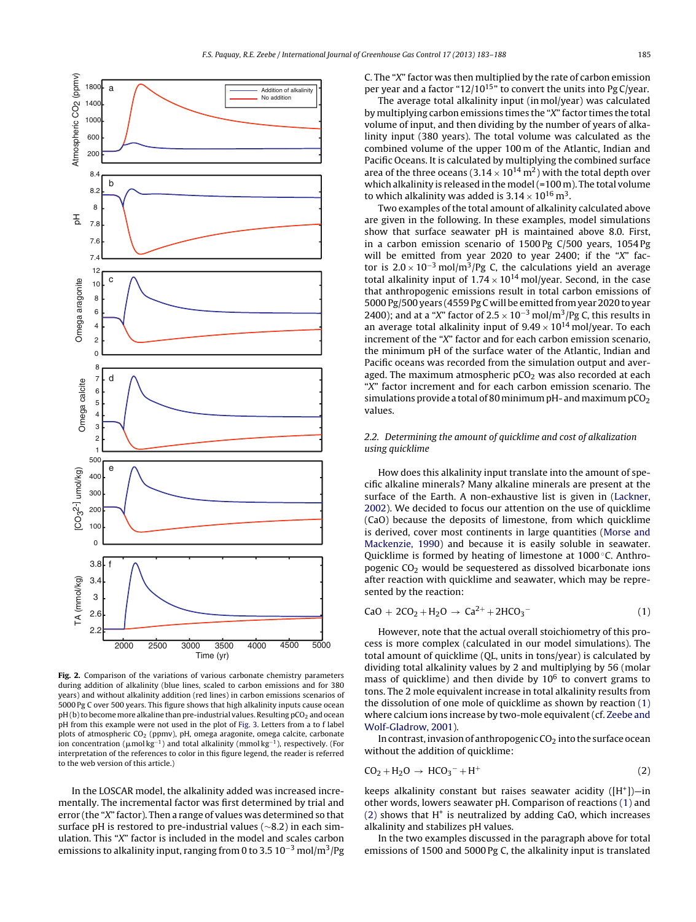Fig. 2. Comparison of the variations of various carbonate chemistry parameters during addition of alkalinity (blue lines, scaled to carbon emissions and for 380 years) and without alkalinity addition (red lines) in carbon emissions scenarios of 5000 Pg C over 500 years. This figure shows that high alkalinity inputs cause ocean pH (b) to become more alkaline than pre-industrial values. Resulting $pCO_2$ and ocean pH from this example were not used in the plot of Fig. 3. Letters from a to f label plots of atmospheric $CO_2$ (ppmv), pH, omega aragonite, omega calcite, carbonate ion concentration (μmol $kg^{-1}$) and total alkalinity (mmol $kg^{-1}$), respectively. (For interpretation of the references to color in this figure legend, the reader is referred to the web version of this article.)

In the LOSCAR model, the alkalinity added was increased incrementally. The incremental factor was first determined by trial and error (the "X" factor). Then a range of values was determined so that surface pH is restored to pre-industrial values (~8.2) in each simulation. This "X" factor is included in the model and scales carbon emissions to alkalinity input, ranging from 0 to 3.5 $10^{-3}$ mol/$m^3$/Pg C. The "X" factor was then multiplied by the rate of carbon emission per year and a factor "$12/10^{15}$" to convert the units into Pg C/year.

The average total alkalinity input (in mol/year) was calculated by multiplying carbon emissions times the "X" factor times the total volume of input, and then dividing by the number of years of alkalinity input (380 years). The total volume was calculated as the combined volume of the upper 100 m of the Atlantic, Indian and Pacific Oceans. It is calculated by multiplying the combined surface area of the three oceans ($3.14 \times 10^{14}$ $m^2$) with the total depth over which alkalinity is released in the model (=100 m). The total volume to which alkalinity was added is $3.14 \times 10^{16}$ $m^3$.

Two examples of the total amount of alkalinity calculated above are given in the following. In these examples, model simulations show that surface seawater pH is maintained above 8.0. First, in a carbon emission scenario of 1500 Pg C/500 years, 1054 Pg will be emitted from year 2020 to year 2400; if the "X" factor is $2.0 \times 10^{-3}$ mol/$m^3$/Pg C, the calculations yield an average total alkalinity input of $1.74 \times 10^{14}$ mol/year. Second, in the case that anthropogenic emissions result in total carbon emissions of 5000 Pg/500 years (4559 Pg C will be emitted from year 2020 to year 2400); and at a "X" factor of $2.5 \times 10^{-3}$ mol/$m^3$/Pg C, this results in an average total alkalinity input of $9.49 \times 10^{14}$ mol/year. To each increment of the "X" factor and for each carbon emission scenario, the minimum pH of the surface water of the Atlantic, Indian and Pacific oceans was recorded from the simulation output and averaged. The maximum atmospheric $pCO_2$ was also recorded at each "X" factor increment and for each carbon emission scenario. The simulations provide a total of 80 minimum pH- and maximum $pCO_2$ values.

### 2.2. *Determining the amount of quicklime and cost of alkalization using quicklime*

How does this alkalinity input translate into the amount of specific alkaline minerals? Many alkaline minerals are present at the surface of the Earth. A non-exhaustive list is given in (Lackner, 2002). We decided to focus our attention on the use of quicklime (CaO) because the deposits of limestone, from which quicklime is derived, cover most continents in large quantities (Morse and Mackenzie, 1990) and because it is easily soluble in seawater. Quicklime is formed by heating of limestone at 1000 °C. Anthropogenic $CO_2$ would be sequestered as dissolved bicarbonate ions after reaction with quicklime and seawater, which may be represented by the reaction:

$$CaO + 2CO_2 + H_2O \rightarrow Ca^{2+} + 2HCO_3^- \quad (1)$$

However, note that the actual overall stoichiometry of this process is more complex (calculated in our model simulations). The total amount of quicklime (QL, units in tons/year) is calculated by dividing total alkalinity values by 2 and multiplying by 56 (molar mass of quicklime) and then divide by $10^6$ to convert grams to tons. The 2 mole equivalent increase in total alkalinity results from the dissolution of one mole of quicklime as shown by reaction (1) where calcium ions increase by two-mole equivalent (cf. Zeebe and Wolf-Gladrow, 2001).

In contrast, invasion of anthropogenic $CO_2$ into the surface ocean without the addition of quicklime:

$$CO_2 + H_2O \rightarrow HCO_3^- + H^+ \quad (2)$$

keeps alkalinity constant but raises seawater acidity ($[H^+]$)—in other words, lowers seawater pH. Comparison of reactions (1) and (2) shows that $H^+$ is neutralized by adding CaO, which increases alkalinity and stabilizes pH values.

In the two examples discussed in the paragraph above for total emissions of 1500 and 5000 Pg C, the alkalinity input is translated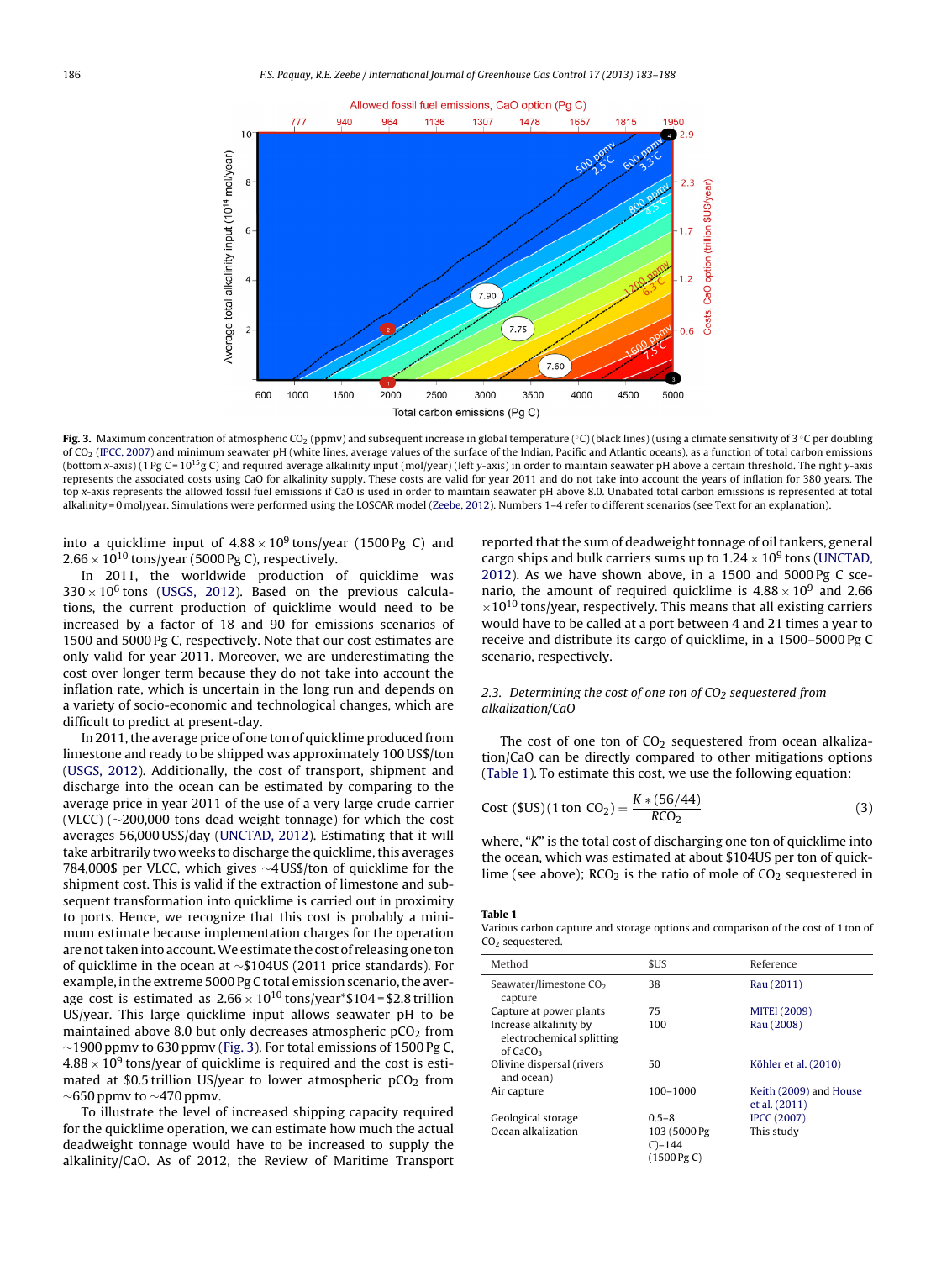Fig. 3. Maximum concentration of atmospheric $CO_2$ (ppmv) and subsequent increase in global temperature (°C) (black lines) (using a climate sensitivity of 3 °C per doubling of $CO_2$ (IPCC, 2007) and minimum seawater pH (white lines, average values of the surface of the Indian, Pacific and Atlantic oceans), as a function of total carbon emissions (bottom x-axis) (1 Pg C = $10^{15}$ g C) and required average alkalinity input (mol/year) (left y-axis) in order to maintain seawater pH above a certain threshold. The right y-axis represents the associated costs using CaO for alkalinity supply. These costs are valid for year 2011 and do not take into account the years of inflation for 380 years. The top x-axis represents the allowed fossil fuel emissions if CaO is used in order to maintain seawater pH above 8.0. Unabated total carbon emissions is represented at total alkalinity = 0 mol/year. Simulations were performed using the LOSCAR model (Zeebe, 2012). Numbers 1–4 refer to different scenarios (see Text for an explanation).

into a quicklime input of $4.88 \times 10^9$ tons/year (1500 Pg C) and $2.66 \times 10^{10}$ tons/year (5000 Pg C), respectively.

In 2011, the worldwide production of quicklime was $330 \times 10^6$ tons (USGS, 2012). Based on the previous calculations, the current production of quicklime would need to be increased by a factor of 18 and 90 for emissions scenarios of 1500 and 5000 Pg C, respectively. Note that our cost estimates are only valid for year 2011. Moreover, we are underestimating the cost over longer term because they do not take into account the inflation rate, which is uncertain in the long run and depends on a variety of socio-economic and technological changes, which are difficult to predict at present-day.

In 2011, the average price of one ton of quicklime produced from limestone and ready to be shipped was approximately 100 US$/ton (USGS, 2012). Additionally, the cost of transport, shipment and discharge into the ocean can be estimated by comparing to the average price in year 2011 of the use of a very large crude carrier (VLCC) (~200,000 tons dead weight tonnage) for which the cost averages 56,000 US$/day (UNCTAD, 2012). Estimating that it will take arbitrarily two weeks to discharge the quicklime, this averages 784,000$ per VLCC, which gives ~4 US$/ton of quicklime for the shipment cost. This is valid if the extraction of limestone and subsequent transformation into quicklime is carried out in proximity to ports. Hence, we recognize that this cost is probably a minimum estimate because implementation charges for the operation are not taken into account. We estimate the cost of releasing one ton of quicklime in the ocean at ~$104US (2011 price standards). For example, in the extreme 5000 Pg C total emission scenario, the average cost is estimated as $2.66 \times 10^{10}$ tons/year*$104 = $2.8 trillion US/year. This large quicklime input allows seawater pH to be maintained above 8.0 but only decreases atmospheric $pCO_2$ from ~1900 ppmv to 630 ppmv (Fig. 3). For total emissions of 1500 Pg C, $4.88 \times 10^9$ tons/year of quicklime is required and the cost is estimated at $0.5 trillion US/year to lower atmospheric $pCO_2$ from ~650 ppmv to ~470 ppmv.

To illustrate the level of increased shipping capacity required for the quicklime operation, we can estimate how much the actual deadweight tonnage would have to be increased to supply the alkalinity/CaO. As of 2012, the Review of Maritime Transport reported that the sum of deadweight tonnage of oil tankers, general cargo ships and bulk carriers sums up to $1.24 \times 10^9$ tons (UNCTAD, 2012). As we have shown above, in a 1500 and 5000 Pg C scenario, the amount of required quicklime is $4.88 \times 10^9$ and $2.66 \times 10^{10}$ tons/year, respectively. This means that all existing carriers would have to be called at a port between 4 and 21 times a year to receive and distribute its cargo of quicklime, in a 1500–5000 Pg C scenario, respectively.

### 2.3. Determining the cost of one ton of $CO_2$ sequestered from alkalization/CaO

The cost of one ton of $CO_2$ sequestered from ocean alkalization/CaO can be directly compared to other mitigations options (Table 1). To estimate this cost, we use the following equation:

$$\text{Cost (\$US)}(1\text{ ton CO}_2) = \frac{K * (56/44)}{RCO_2} \quad (3)$$

where, "K" is the total cost of discharging one ton of quicklime into the ocean, which was estimated at about $104US per ton of quicklime (see above); $RCO_2$ is the ratio of mole of $CO_2$ sequestered in

**Table 1**
Various carbon capture and storage options and comparison of the cost of 1 ton of $CO_2$ sequestered.

| Method | $US | Reference |
|---|---|---|
| Seawater/limestone $CO_2$ capture | 38 | Rau (2011) |
| Capture at power plants | 75 | MITEI (2009) |
| Increase alkalinity by electrochemical splitting of $CaCO_3$ | 100 | Rau (2008) |
| Olivine dispersal (rivers and ocean) | 50 | Köhler et al. (2010) |
| Air capture | 100–1000 | Keith (2009) and House et al. (2011) |
| Geological storage | 0.5–8 | IPCC (2007) |
| Ocean alkalization | 103 (5000 Pg C)–144 (1500 Pg C) | This study |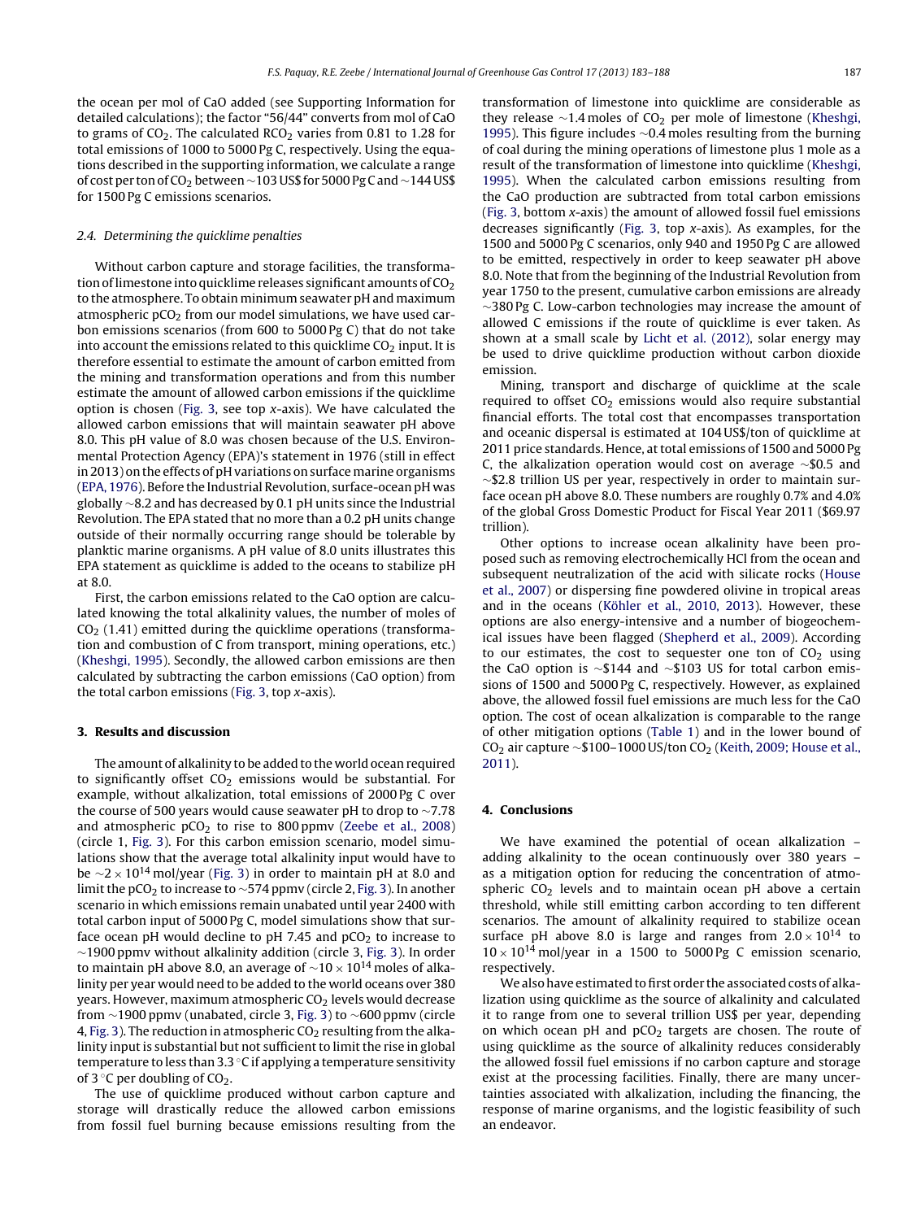the ocean per mol of CaO added (see Supporting Information for detailed calculations); the factor "56/44" converts from mol of CaO to grams of $CO_2$. The calculated $RCO_2$ varies from 0.81 to 1.28 for total emissions of 1000 to 5000 Pg C, respectively. Using the equations described in the supporting information, we calculate a range of cost per ton of $CO_2$ between ~103 US$ for 5000 Pg C and ~144 US$ for 1500 Pg C emissions scenarios.

### 2.4. Determining the quicklime penalties

Without carbon capture and storage facilities, the transformation of limestone into quicklime releases significant amounts of $CO_2$ to the atmosphere. To obtain minimum seawater pH and maximum atmospheric $pCO_2$ from our model simulations, we have used carbon emissions scenarios (from 600 to 5000 Pg C) that do not take into account the emissions related to this quicklime $CO_2$ input. It is therefore essential to estimate the amount of carbon emitted from the mining and transformation operations and from this number estimate the amount of allowed carbon emissions if the quicklime option is chosen (Fig. 3, see top *x*-axis). We have calculated the allowed carbon emissions that will maintain seawater pH above 8.0. This pH value of 8.0 was chosen because of the U.S. Environmental Protection Agency (EPA)'s statement in 1976 (still in effect in 2013) on the effects of pH variations on surface marine organisms (EPA, 1976). Before the Industrial Revolution, surface-ocean pH was globally ~8.2 and has decreased by 0.1 pH units since the Industrial Revolution. The EPA stated that no more than a 0.2 pH units change outside of their normally occurring range should be tolerable by planktic marine organisms. A pH value of 8.0 units illustrates this EPA statement as quicklime is added to the oceans to stabilize pH at 8.0.

First, the carbon emissions related to the CaO option are calculated knowing the total alkalinity values, the number of moles of $CO_2$ (1.41) emitted during the quicklime operations (transformation and combustion of C from transport, mining operations, etc.) (Kheshgi, 1995). Secondly, the allowed carbon emissions are then calculated by subtracting the carbon emissions (CaO option) from the total carbon emissions (Fig. 3, top *x*-axis).

## 3. Results and discussion

The amount of alkalinity to be added to the world ocean required to significantly offset $CO_2$ emissions would be substantial. For example, without alkalization, total emissions of 2000 Pg C over the course of 500 years would cause seawater pH to drop to ~7.78 and atmospheric $pCO_2$ to rise to 800 ppmv (Zeebe et al., 2008) (circle 1, Fig. 3). For this carbon emission scenario, model simulations show that the average total alkalinity input would have to be ~$2 \times 10^{14}$ mol/year (Fig. 3) in order to maintain pH at 8.0 and limit the $pCO_2$ to increase to ~574 ppmv (circle 2, Fig. 3). In another scenario in which emissions remain unabated until year 2400 with total carbon input of 5000 Pg C, model simulations show that surface ocean pH would decline to pH 7.45 and $pCO_2$ to increase to ~1900 ppmv without alkalinity addition (circle 3, Fig. 3). In order to maintain pH above 8.0, an average of ~$10 \times 10^{14}$ moles of alkalinity per year would need to be added to the world oceans over 380 years. However, maximum atmospheric $CO_2$ levels would decrease from ~1900 ppmv (unabated, circle 3, Fig. 3) to ~600 ppmv (circle 4, Fig. 3). The reduction in atmospheric $CO_2$ resulting from the alkalinity input is substantial but not sufficient to limit the rise in global temperature to less than 3.3 °C if applying a temperature sensitivity of 3 °C per doubling of $CO_2$.

The use of quicklime produced without carbon capture and storage will drastically reduce the allowed carbon emissions from fossil fuel burning because emissions resulting from the transformation of limestone into quicklime are considerable as they release ~1.4 moles of $CO_2$ per mole of limestone (Kheshgi, 1995). This figure includes ~0.4 moles resulting from the burning of coal during the mining operations of limestone plus 1 mole as a result of the transformation of limestone into quicklime (Kheshgi, 1995). When the calculated carbon emissions resulting from the CaO production are subtracted from total carbon emissions (Fig. 3, bottom *x*-axis) the amount of allowed fossil fuel emissions decreases significantly (Fig. 3, top *x*-axis). As examples, for the 1500 and 5000 Pg C scenarios, only 940 and 1950 Pg C are allowed to be emitted, respectively in order to keep seawater pH above 8.0. Note that from the beginning of the Industrial Revolution from year 1750 to the present, cumulative carbon emissions are already ~380 Pg C. Low-carbon technologies may increase the amount of allowed C emissions if the route of quicklime is ever taken. As shown at a small scale by Licht et al. (2012), solar energy may be used to drive quicklime production without carbon dioxide emission.

Mining, transport and discharge of quicklime at the scale required to offset $CO_2$ emissions would also require substantial financial efforts. The total cost that encompasses transportation and oceanic dispersal is estimated at 104 US$/ton of quicklime at 2011 price standards. Hence, at total emissions of 1500 and 5000 Pg C, the alkalization operation would cost on average ~$0.5 and ~$2.8 trillion US per year, respectively in order to maintain surface ocean pH above 8.0. These numbers are roughly 0.7% and 4.0% of the global Gross Domestic Product for Fiscal Year 2011 ($69.97 trillion).

Other options to increase ocean alkalinity have been proposed such as removing electrochemically HCl from the ocean and subsequent neutralization of the acid with silicate rocks (House et al., 2007) or dispersing fine powdered olivine in tropical areas and in the oceans (Köhler et al., 2010, 2013). However, these options are also energy-intensive and a number of biogeochemical issues have been flagged (Shepherd et al., 2009). According to our estimates, the cost to sequester one ton of $CO_2$ using the CaO option is ~$144 and ~$103 US for total carbon emissions of 1500 and 5000 Pg C, respectively. However, as explained above, the allowed fossil fuel emissions are much less for the CaO option. The cost of ocean alkalization is comparable to the range of other mitigation options (Table 1) and in the lower bound of $CO_2$ air capture ~$100–1000 US/ton $CO_2$ (Keith, 2009; House et al., 2011).

## 4. Conclusions

We have examined the potential of ocean alkalization – adding alkalinity to the ocean continuously over 380 years – as a mitigation option for reducing the concentration of atmospheric $CO_2$ levels and to maintain ocean pH above a certain threshold, while still emitting carbon according to ten different scenarios. The amount of alkalinity required to stabilize ocean surface pH above 8.0 is large and ranges from $2.0 \times 10^{14}$ to $10 \times 10^{14}$ mol/year in a 1500 to 5000 Pg C emission scenario, respectively.

We also have estimated to first order the associated costs of alkalization using quicklime as the source of alkalinity and calculated it to range from one to several trillion US$ per year, depending on which ocean pH and $pCO_2$ targets are chosen. The route of using quicklime as the source of alkalinity reduces considerably the allowed fossil fuel emissions if no carbon capture and storage exist at the processing facilities. Finally, there are many uncertainties associated with alkalization, including the financing, the response of marine organisms, and the logistic feasibility of such an endeavor.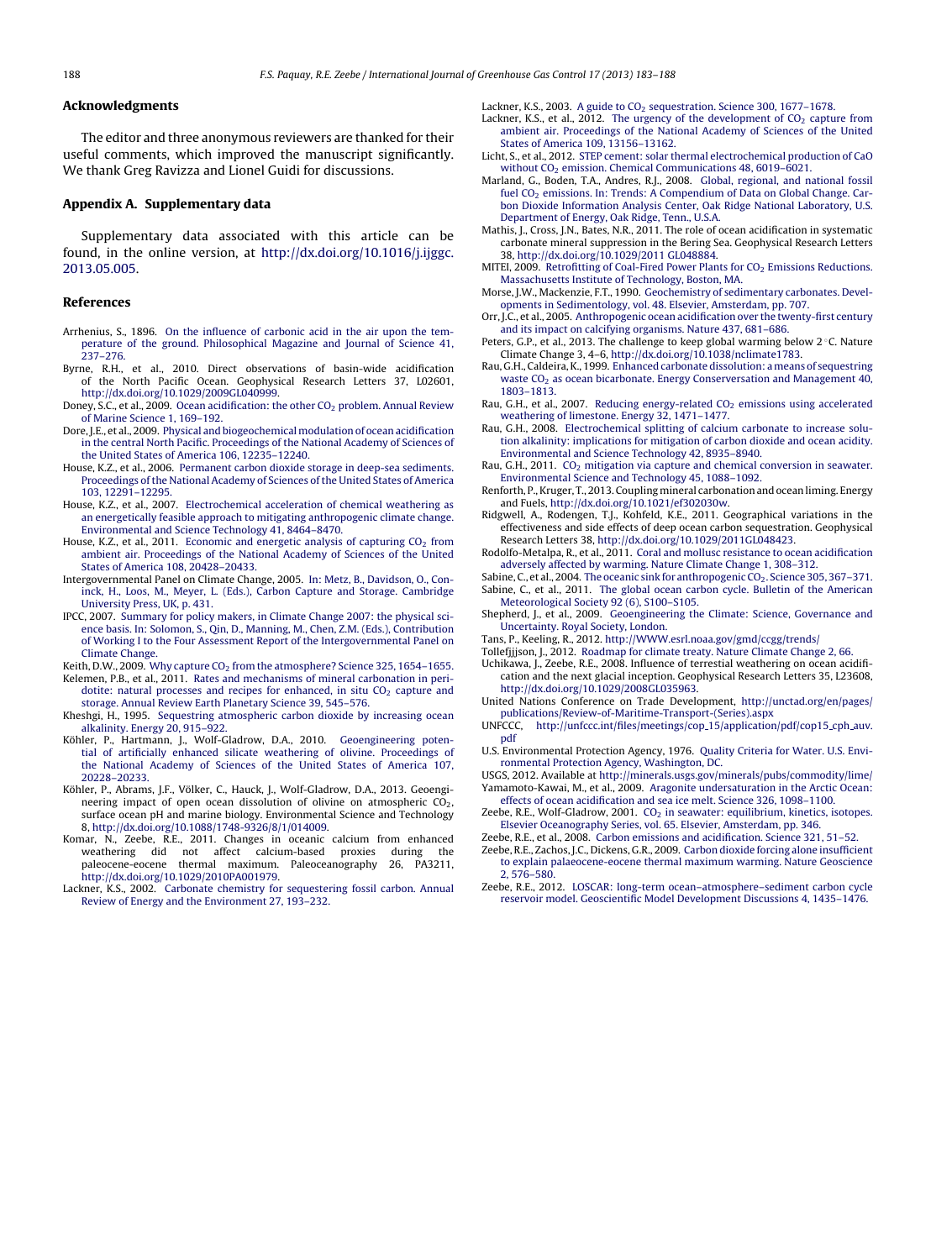## Acknowledgments

The editor and three anonymous reviewers are thanked for their useful comments, which improved the manuscript significantly. We thank Greg Ravizza and Lionel Guidi for discussions.

## Appendix A. Supplementary data

Supplementary data associated with this article can be found, in the online version, at http://dx.doi.org/10.1016/j.ijggc.2013.05.005.

## References

Arrhenius, S., 1896. On the influence of carbonic acid in the air upon the temperature of the ground. Philosophical Magazine and Journal of Science 41, 237–276.

Byrne, R.H., et al., 2010. Direct observations of basin-wide acidification of the North Pacific Ocean. Geophysical Research Letters 37, L02601, http://dx.doi.org/10.1029/2009GL040999.

Doney, S.C., et al., 2009. Ocean acidification: the other $CO_2$ problem. Annual Review of Marine Science 1, 169–192.

Dore, J.E., et al., 2009. Physical and biogeochemical modulation of ocean acidification in the central North Pacific. Proceedings of the National Academy of Sciences of the United States of America 106, 12235–12240.

House, K.Z., et al., 2006. Permanent carbon dioxide storage in deep-sea sediments. Proceedings of the National Academy of Sciences of the United States of America 103, 12291–12295.

House, K.Z., et al., 2007. Electrochemical acceleration of chemical weathering as an energetically feasible approach to mitigating anthropogenic climate change. Environmental and Science Technology 41, 8464–8470.

House, K.Z., et al., 2011. Economic and energetic analysis of capturing $CO_2$ from ambient air. Proceedings of the National Academy of Sciences of the United States of America 108, 20428–20433.

Intergovernmental Panel on Climate Change, 2005. In: Metz, B., Davidson, O., Coninck, H., Loos, M., Meyer, L. (Eds.), Carbon Capture and Storage. Cambridge University Press, UK, p. 431.

IPCC, 2007. Summary for policy makers, in Climate Change 2007: the physical science basis. In: Solomon, S., Qin, D., Manning, M., Chen, Z.M. (Eds.), Contribution of Working I to the Fourth Assessment Report of the Intergovernmental Panel on Climate Change.

Keith, D.W., 2009. Why capture $CO_2$ from the atmosphere? Science 325, 1654–1655.

Kelemen, P.B., et al., 2011. Rates and mechanisms of mineral carbonation in peridotite: natural processes and recipes for enhanced, in situ $CO_2$ capture and storage. Annual Review Earth Planetary Science 39, 545–576.

Kheshgi, H., 1995. Sequestring atmospheric carbon dioxide by increasing ocean alkalinity. Energy 20, 915–922.

Köhler, P., Hartmann, J., Wolf-Gladrow, D.A., 2010. Geoengineering potential of artificially enhanced silicate weathering of olivine. Proceedings of the National Academy of Sciences of the United States of America 107, 20228–20233.

Köhler, P., Abrams, J.F., Völker, C., Hauck, J., Wolf-Gladrow, D.A., 2013. Geoengineering impact of open ocean dissolution of olivine on atmospheric $CO_2$, surface ocean pH and marine biology. Environmental Science and Technology 8, http://dx.doi.org/10.1088/1748-9326/8/1/014009.

Komar, N., Zeebe, R.E., 2011. Changes in oceanic calcium from enhanced weathering did not affect calcium-based proxies during the paleocene-eocene thermal maximum. Paleoceanography 26, PA3211, http://dx.doi.org/10.1029/2010PA001979.

Lackner, K.S., 2002. Carbonate chemistry for sequestering fossil carbon. Annual Review of Energy and the Environment 27, 193–232.

Lackner, K.S., 2003. A guide to $CO_2$ sequestration. Science 300, 1677–1678.

Lackner, K.S., et al., 2012. The urgency of the development of $CO_2$ capture from ambient air. Proceedings of the National Academy of Sciences of the United States of America 109, 13156–13162.

Licht, S., et al., 2012. STEP cement: solar thermal electrochemical production of CaO without $CO_2$ emission. Chemical Communications 48, 6019–6021.

Marland, G., Boden, T.A., Andres, R.J., 2008. Global, regional, and national fossil fuel $CO_2$ emissions. In: Trends: A Compendium of Data on Global Change. Carbon Dioxide Information Analysis Center, Oak Ridge National Laboratory, U.S. Department of Energy, Oak Ridge, Tenn., U.S.A.

Mathis, J., Cross, J.N., Bates, N.R., 2011. The role of ocean acidification in systematic carbonate mineral suppression in the Bering Sea. Geophysical Research Letters 38, http://dx.doi.org/10.1029/2011 GL048884.

MITEI, 2009. Retrofitting of Coal-Fired Power Plants for $CO_2$ Emissions Reductions. Massachusetts Institute of Technology, Boston, MA.

Morse, J.W., Mackenzie, F.T., 1990. Geochemistry of sedimentary carbonates. Developments in Sedimentology, vol. 48. Elsevier, Amsterdam, pp. 707.

Orr, J.C., et al., 2005. Anthropogenic ocean acidification over the twenty-first century and its impact on calcifying organisms. Nature 437, 681–686.

Peters, G.P., et al., 2013. The challenge to keep global warming below 2 °C. Nature Climate Change 3, 4–6, http://dx.doi.org/10.1038/nclimate1783.

Rau, G.H., Caldeira, K., 1999. Enhanced carbonate dissolution: a means of sequestring waste $CO_2$ as ocean bicarbonate. Energy Conservation and Management 40, 1803–1813.

Rau, G.H., et al., 2007. Reducing energy-related $CO_2$ emissions using accelerated weathering of limestone. Energy 32, 1471–1477.

Rau, G.H., 2008. Electrochemical splitting of calcium carbonate to increase solution alkalinity: implications for mitigation of carbon dioxide and ocean acidity. Environmental and Science Technology 42, 8935–8940.

Rau, G.H., 2011. $CO_2$ mitigation via capture and chemical conversion in seawater. Environmental Science and Technology 45, 1088–1092.

Renforth, P., Kruger, T., 2013. Coupling mineral carbonation and ocean liming. Energy and Fuels, http://dx.doi.org/10.1021/ef302030w.

Ridgwell, A., Rodengen, T.J., Kohfeld, K.E., 2011. Geographical variations in the effectiveness and side effects of deep ocean carbon sequestration. Geophysical Research Letters 38, http://dx.doi.org/10.1029/2011GL048423.

Rodolfo-Metalpa, R., et al., 2011. Coral and mollusc resistance to ocean acidification adversely affected by warming. Nature Climate Change 1, 308–312.

Sabine, C., et al., 2004. The oceanic sink for anthropogenic $CO_2$. Science 305, 367–371.

Sabine, C., et al., 2011. The global ocean carbon cycle. Bulletin of the American Meteorological Society 92 (6), S100–S105.

Shepherd, J., et al., 2009. Geoengineering the Climate: Science, Governance and Uncertainty. Royal Society, London.

Tans, P., Keeling, R., 2012. http://WWW.esrl.noaa.gov/gmd/ccgg/trends/

Tollefjjjson, J., 2012. Roadmap for climate treaty. Nature Climate Change 2, 66.

Uchikawa, J., Zeebe, R.E., 2008. Influence of terrestrial weathering on ocean acidification and the next glacial inception. Geophysical Research Letters 35, L23608, http://dx.doi.org/10.1029/2008GL035963.

United Nations Conference on Trade Development, http://unctad.org/en/pages/publications/Review-of-Maritime-Transport-(Series).aspx

UNFCCC, http://unfccc.int/files/meetings/cop_15/application/pdf/cop15_cph_auv.pdf

U.S. Environmental Protection Agency, 1976. Quality Criteria for Water. U.S. Environmental Protection Agency, Washington, DC.

USGS, 2012. Available at http://minerals.usgs.gov/minerals/pubs/commodity/lime/

Yamamoto-Kawai, M., et al., 2009. Aragonite undersaturation in the Arctic Ocean: effects of ocean acidification and sea ice melt. Science 326, 1098–1100.

Zeebe, R.E., Wolf-Gladrow, 2001. $CO_2$ in seawater: equilibrium, kinetics, isotopes. Elsevier Oceanography Series, vol. 65. Elsevier, Amsterdam, pp. 346.

Zeebe, R.E., et al., 2008. Carbon emissions and acidification. Science 321, 51–52.

Zeebe, R.E., Zachos, J.C., Dickens, G.R., 2009. Carbon dioxide forcing alone insufficient to explain palaeocene-eocene thermal maximum warming. Nature Geoscience 2, 576–580.

Zeebe, R.E., 2012. LOSCAR: long-term ocean–atmosphere–sediment carbon cycle reservoir model. Geoscientific Model Development Discussions 4, 1435–1476.